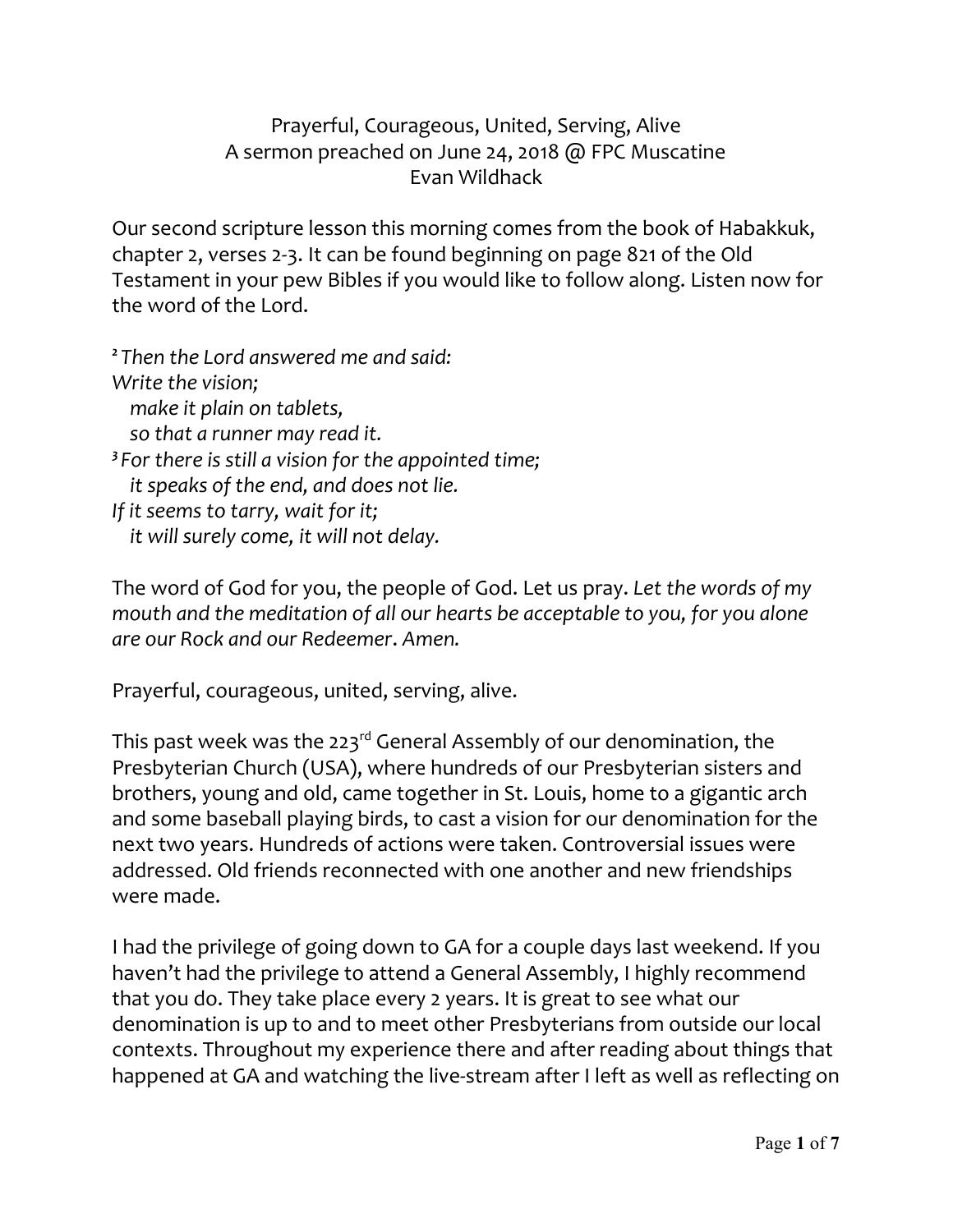# Prayerful, Courageous, United, Serving, Alive

A sermon preached on June 24, 2018 @ FPC Muscatine

Evan Wildhack

Our second scripture lesson this morning comes from the book of Habakkuk, chapter 2, verses 2-3. It can be found beginning on page 821 of the Old Testament in your pew Bibles if you would like to follow along. Listen now for the word of the Lord.

[2] *Then the Lord answered me and said:*
*Write the vision;*
*make it plain on tablets,*
*so that a runner may read it.*
[3] *For there is still a vision for the appointed time;*
*it speaks of the end, and does not lie.*
*If it seems to tarry, wait for it;*
*it will surely come, it will not delay.*

The word of God for you, the people of God. Let us pray. *Let the words of my mouth and the meditation of all our hearts be acceptable to you, for you alone are our Rock and our Redeemer. Amen.*

Prayerful, courageous, united, serving, alive.

This past week was the 223rd General Assembly of our denomination, the Presbyterian Church (USA), where hundreds of our Presbyterian sisters and brothers, young and old, came together in St. Louis, home to a gigantic arch and some baseball playing birds, to cast a vision for our denomination for the next two years. Hundreds of actions were taken. Controversial issues were addressed. Old friends reconnected with one another and new friendships were made.

I had the privilege of going down to GA for a couple days last weekend. If you haven't had the privilege to attend a General Assembly, I highly recommend that you do. They take place every 2 years. It is great to see what our denomination is up to and to meet other Presbyterians from outside our local contexts. Throughout my experience there and after reading about things that happened at GA and watching the live-stream after I left as well as reflecting on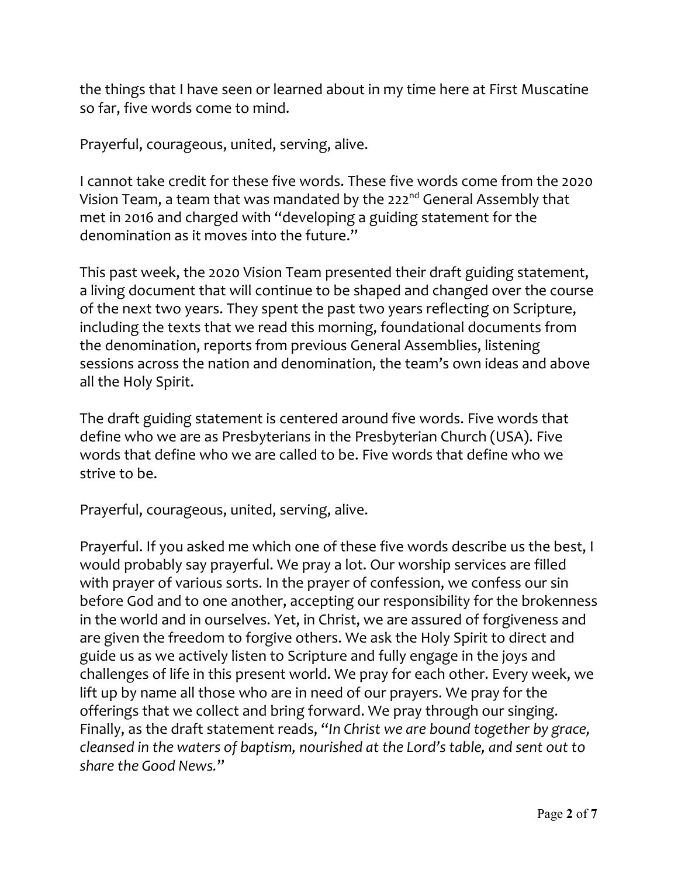the things that I have seen or learned about in my time here at First Muscatine so far, five words come to mind.

Prayerful, courageous, united, serving, alive.

I cannot take credit for these five words. These five words come from the 2020 Vision Team, a team that was mandated by the 222nd General Assembly that met in 2016 and charged with "developing a guiding statement for the denomination as it moves into the future."

This past week, the 2020 Vision Team presented their draft guiding statement, a living document that will continue to be shaped and changed over the course of the next two years. They spent the past two years reflecting on Scripture, including the texts that we read this morning, foundational documents from the denomination, reports from previous General Assemblies, listening sessions across the nation and denomination, the team's own ideas and above all the Holy Spirit.

The draft guiding statement is centered around five words. Five words that define who we are as Presbyterians in the Presbyterian Church (USA). Five words that define who we are called to be. Five words that define who we strive to be.

Prayerful, courageous, united, serving, alive.

Prayerful. If you asked me which one of these five words describe us the best, I would probably say prayerful. We pray a lot. Our worship services are filled with prayer of various sorts. In the prayer of confession, we confess our sin before God and to one another, accepting our responsibility for the brokenness in the world and in ourselves. Yet, in Christ, we are assured of forgiveness and are given the freedom to forgive others. We ask the Holy Spirit to direct and guide us as we actively listen to Scripture and fully engage in the joys and challenges of life in this present world. We pray for each other. Every week, we lift up by name all those who are in need of our prayers. We pray for the offerings that we collect and bring forward. We pray through our singing. Finally, as the draft statement reads, "*In Christ we are bound together by grace, cleansed in the waters of baptism, nourished at the Lord's table, and sent out to share the Good News.*"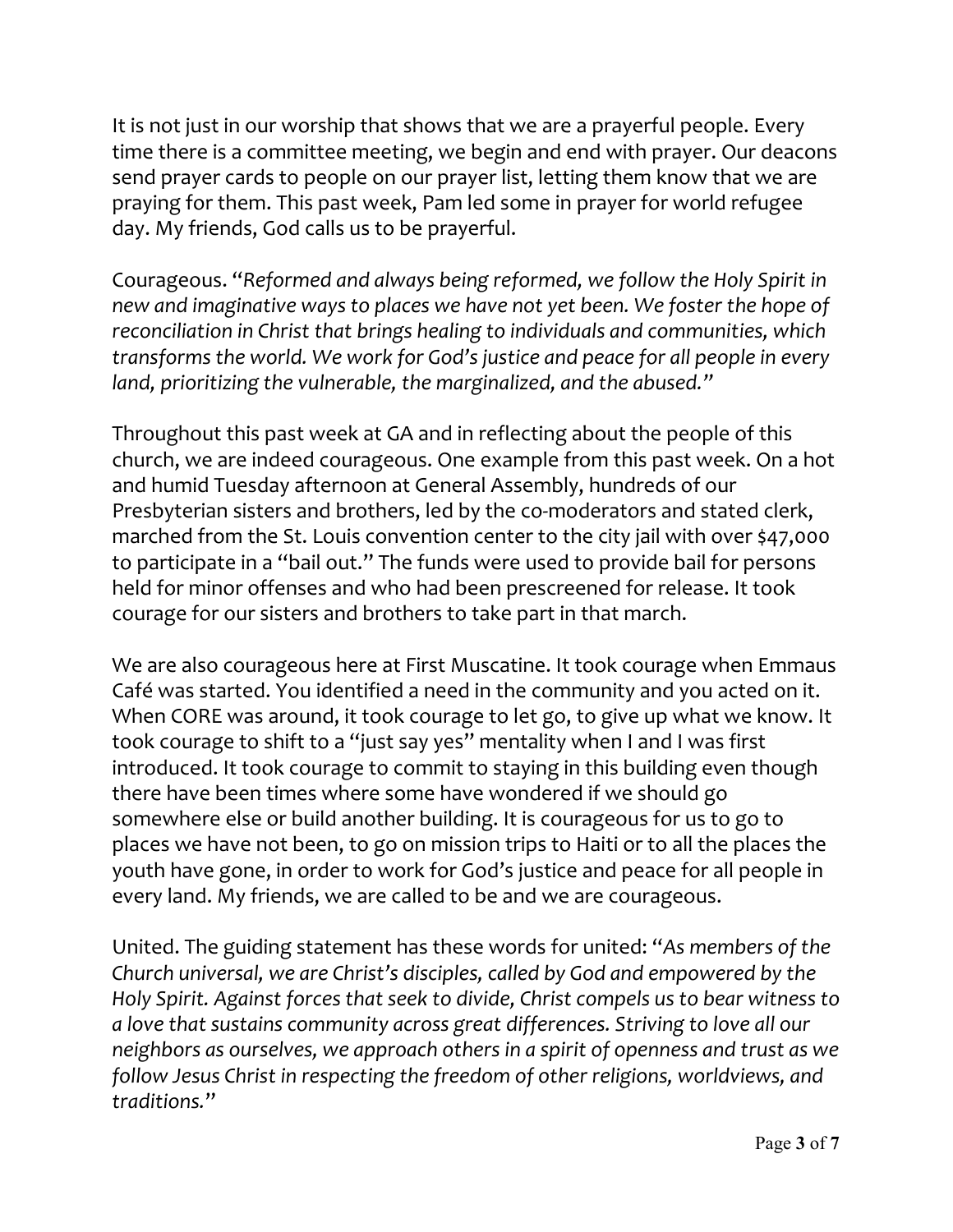It is not just in our worship that shows that we are a prayerful people. Every time there is a committee meeting, we begin and end with prayer. Our deacons send prayer cards to people on our prayer list, letting them know that we are praying for them. This past week, Pam led some in prayer for world refugee day. My friends, God calls us to be prayerful.

Courageous. "*Reformed and always being reformed, we follow the Holy Spirit in new and imaginative ways to places we have not yet been. We foster the hope of reconciliation in Christ that brings healing to individuals and communities, which transforms the world. We work for God's justice and peace for all people in every land, prioritizing the vulnerable, the marginalized, and the abused.*"

Throughout this past week at GA and in reflecting about the people of this church, we are indeed courageous. One example from this past week. On a hot and humid Tuesday afternoon at General Assembly, hundreds of our Presbyterian sisters and brothers, led by the co-moderators and stated clerk, marched from the St. Louis convention center to the city jail with over $47,000 to participate in a "bail out." The funds were used to provide bail for persons held for minor offenses and who had been prescreened for release. It took courage for our sisters and brothers to take part in that march.

We are also courageous here at First Muscatine. It took courage when Emmaus Café was started. You identified a need in the community and you acted on it. When CORE was around, it took courage to let go, to give up what we know. It took courage to shift to a "just say yes" mentality when I and I was first introduced. It took courage to commit to staying in this building even though there have been times where some have wondered if we should go somewhere else or build another building. It is courageous for us to go to places we have not been, to go on mission trips to Haiti or to all the places the youth have gone, in order to work for God's justice and peace for all people in every land. My friends, we are called to be and we are courageous.

United. The guiding statement has these words for united: "*As members of the Church universal, we are Christ's disciples, called by God and empowered by the Holy Spirit. Against forces that seek to divide, Christ compels us to bear witness to a love that sustains community across great differences. Striving to love all our neighbors as ourselves, we approach others in a spirit of openness and trust as we follow Jesus Christ in respecting the freedom of other religions, worldviews, and traditions.*"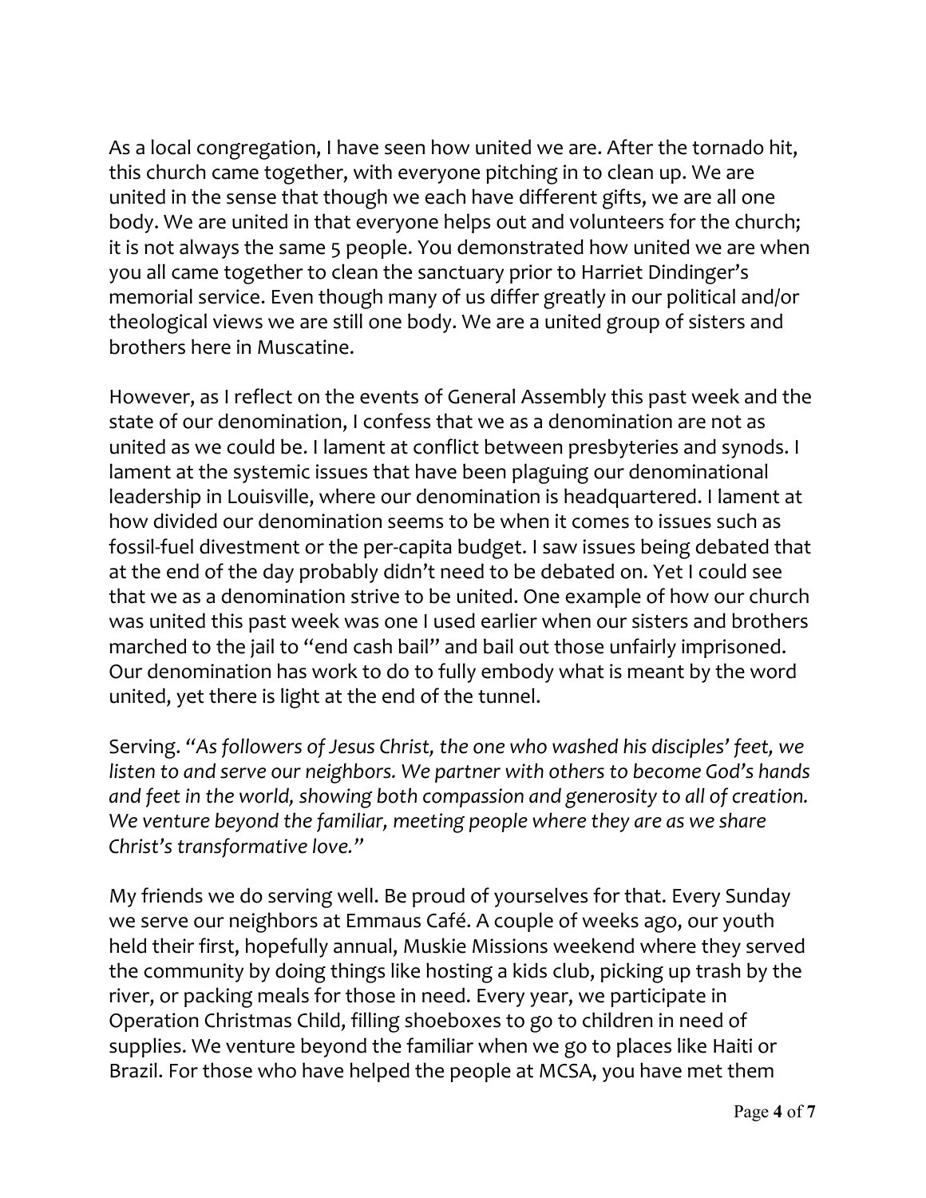As a local congregation, I have seen how united we are. After the tornado hit, this church came together, with everyone pitching in to clean up. We are united in the sense that though we each have different gifts, we are all one body. We are united in that everyone helps out and volunteers for the church; it is not always the same 5 people. You demonstrated how united we are when you all came together to clean the sanctuary prior to Harriet Dindinger's memorial service. Even though many of us differ greatly in our political and/or theological views we are still one body. We are a united group of sisters and brothers here in Muscatine.

However, as I reflect on the events of General Assembly this past week and the state of our denomination, I confess that we as a denomination are not as united as we could be. I lament at conflict between presbyteries and synods. I lament at the systemic issues that have been plaguing our denominational leadership in Louisville, where our denomination is headquartered. I lament at how divided our denomination seems to be when it comes to issues such as fossil-fuel divestment or the per-capita budget. I saw issues being debated that at the end of the day probably didn't need to be debated on. Yet I could see that we as a denomination strive to be united. One example of how our church was united this past week was one I used earlier when our sisters and brothers marched to the jail to "end cash bail" and bail out those unfairly imprisoned. Our denomination has work to do to fully embody what is meant by the word united, yet there is light at the end of the tunnel.

Serving. *"As followers of Jesus Christ, the one who washed his disciples' feet, we listen to and serve our neighbors. We partner with others to become God's hands and feet in the world, showing both compassion and generosity to all of creation. We venture beyond the familiar, meeting people where they are as we share Christ's transformative love."*

My friends we do serving well. Be proud of yourselves for that. Every Sunday we serve our neighbors at Emmaus Café. A couple of weeks ago, our youth held their first, hopefully annual, Muskie Missions weekend where they served the community by doing things like hosting a kids club, picking up trash by the river, or packing meals for those in need. Every year, we participate in Operation Christmas Child, filling shoeboxes to go to children in need of supplies. We venture beyond the familiar when we go to places like Haiti or Brazil. For those who have helped the people at MCSA, you have met them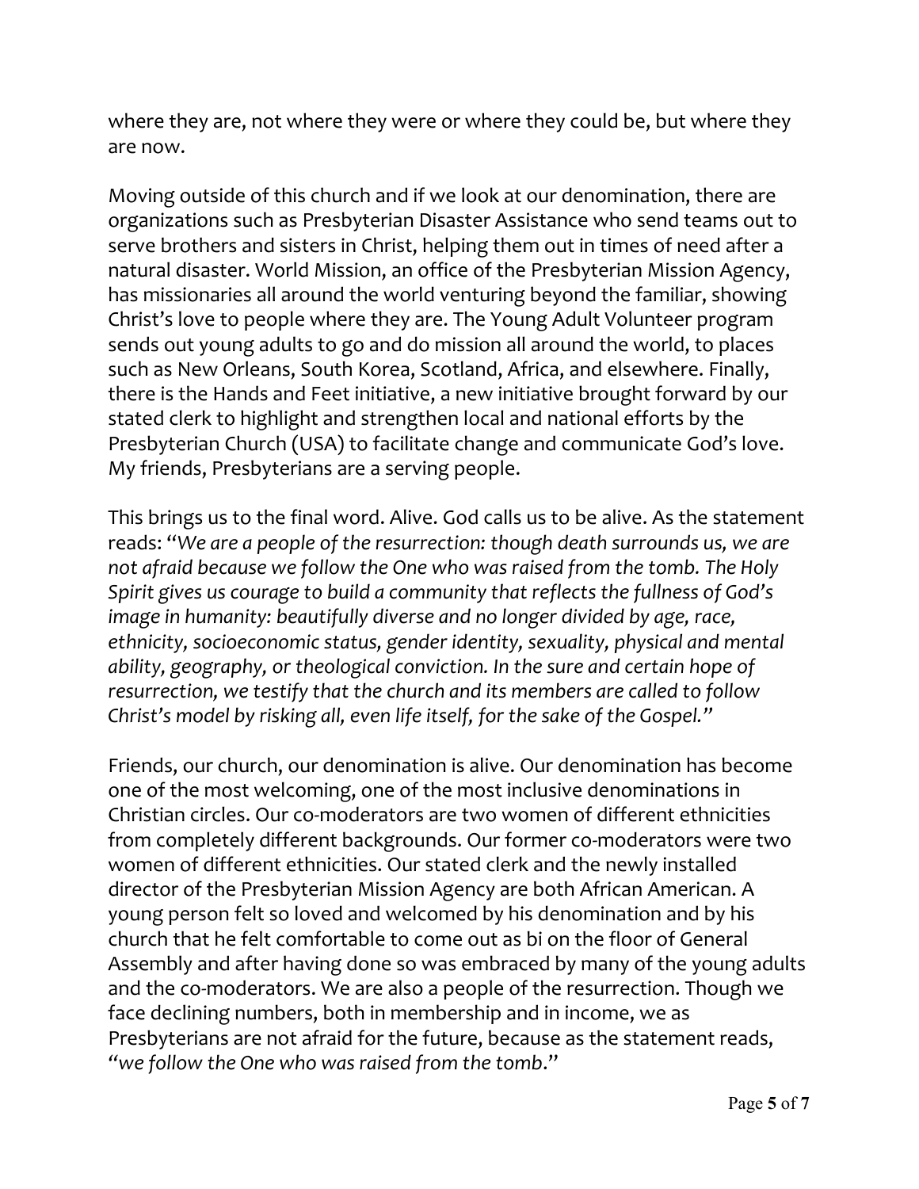where they are, not where they were or where they could be, but where they are now.

Moving outside of this church and if we look at our denomination, there are organizations such as Presbyterian Disaster Assistance who send teams out to serve brothers and sisters in Christ, helping them out in times of need after a natural disaster. World Mission, an office of the Presbyterian Mission Agency, has missionaries all around the world venturing beyond the familiar, showing Christ's love to people where they are. The Young Adult Volunteer program sends out young adults to go and do mission all around the world, to places such as New Orleans, South Korea, Scotland, Africa, and elsewhere. Finally, there is the Hands and Feet initiative, a new initiative brought forward by our stated clerk to highlight and strengthen local and national efforts by the Presbyterian Church (USA) to facilitate change and communicate God's love. My friends, Presbyterians are a serving people.

This brings us to the final word. Alive. God calls us to be alive. As the statement reads: "*We are a people of the resurrection: though death surrounds us, we are not afraid because we follow the One who was raised from the tomb. The Holy Spirit gives us courage to build a community that reflects the fullness of God's image in humanity: beautifully diverse and no longer divided by age, race, ethnicity, socioeconomic status, gender identity, sexuality, physical and mental ability, geography, or theological conviction. In the sure and certain hope of resurrection, we testify that the church and its members are called to follow Christ's model by risking all, even life itself, for the sake of the Gospel.*"

Friends, our church, our denomination is alive. Our denomination has become one of the most welcoming, one of the most inclusive denominations in Christian circles. Our co-moderators are two women of different ethnicities from completely different backgrounds. Our former co-moderators were two women of different ethnicities. Our stated clerk and the newly installed director of the Presbyterian Mission Agency are both African American. A young person felt so loved and welcomed by his denomination and by his church that he felt comfortable to come out as bi on the floor of General Assembly and after having done so was embraced by many of the young adults and the co-moderators. We are also a people of the resurrection. Though we face declining numbers, both in membership and in income, we as Presbyterians are not afraid for the future, because as the statement reads, "*we follow the One who was raised from the tomb*."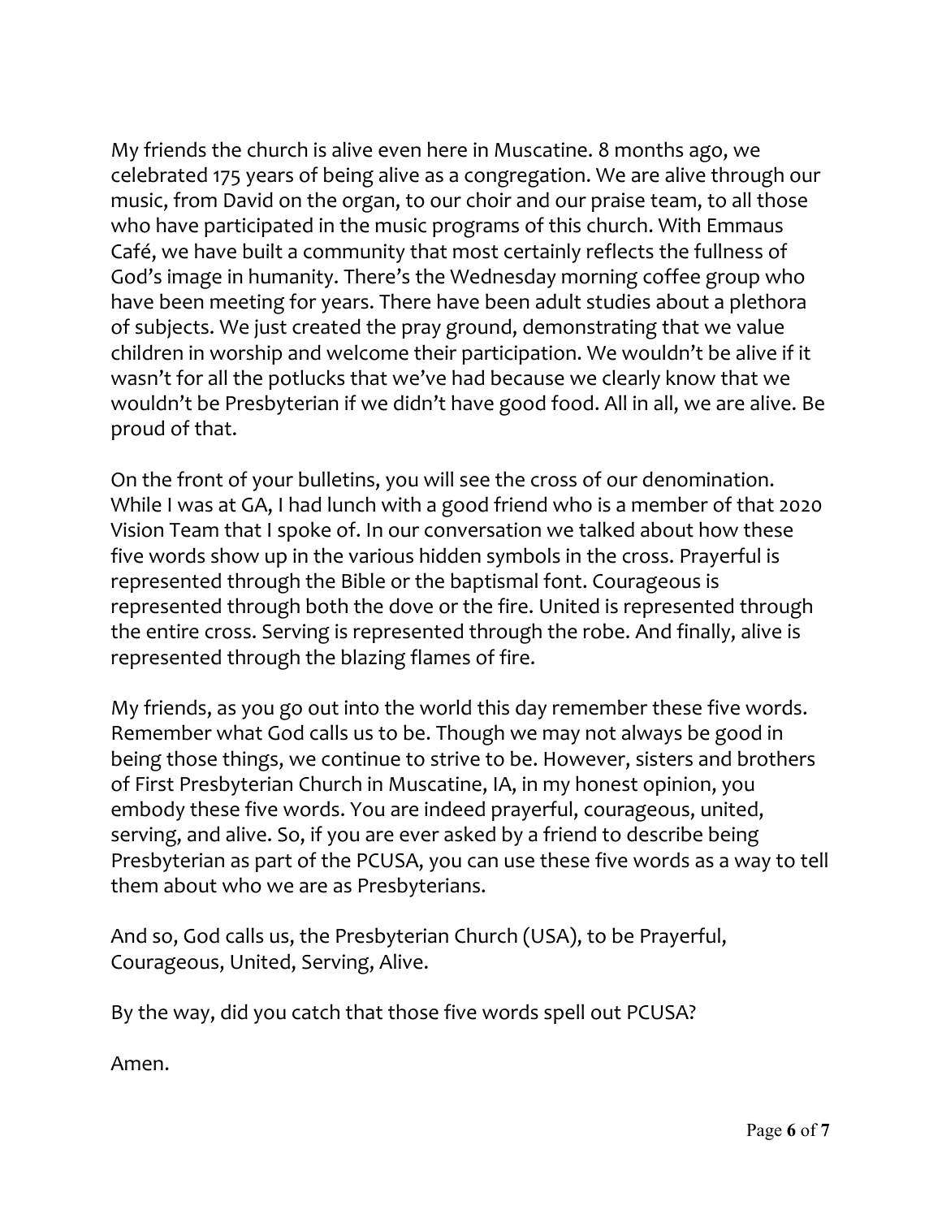My friends the church is alive even here in Muscatine. 8 months ago, we celebrated 175 years of being alive as a congregation. We are alive through our music, from David on the organ, to our choir and our praise team, to all those who have participated in the music programs of this church. With Emmaus Café, we have built a community that most certainly reflects the fullness of God's image in humanity. There's the Wednesday morning coffee group who have been meeting for years. There have been adult studies about a plethora of subjects. We just created the pray ground, demonstrating that we value children in worship and welcome their participation. We wouldn't be alive if it wasn't for all the potlucks that we've had because we clearly know that we wouldn't be Presbyterian if we didn't have good food. All in all, we are alive. Be proud of that.

On the front of your bulletins, you will see the cross of our denomination. While I was at GA, I had lunch with a good friend who is a member of that 2020 Vision Team that I spoke of. In our conversation we talked about how these five words show up in the various hidden symbols in the cross. Prayerful is represented through the Bible or the baptismal font. Courageous is represented through both the dove or the fire. United is represented through the entire cross. Serving is represented through the robe. And finally, alive is represented through the blazing flames of fire.

My friends, as you go out into the world this day remember these five words. Remember what God calls us to be. Though we may not always be good in being those things, we continue to strive to be. However, sisters and brothers of First Presbyterian Church in Muscatine, IA, in my honest opinion, you embody these five words. You are indeed prayerful, courageous, united, serving, and alive. So, if you are ever asked by a friend to describe being Presbyterian as part of the PCUSA, you can use these five words as a way to tell them about who we are as Presbyterians.

And so, God calls us, the Presbyterian Church (USA), to be Prayerful, Courageous, United, Serving, Alive.

By the way, did you catch that those five words spell out PCUSA?

Amen.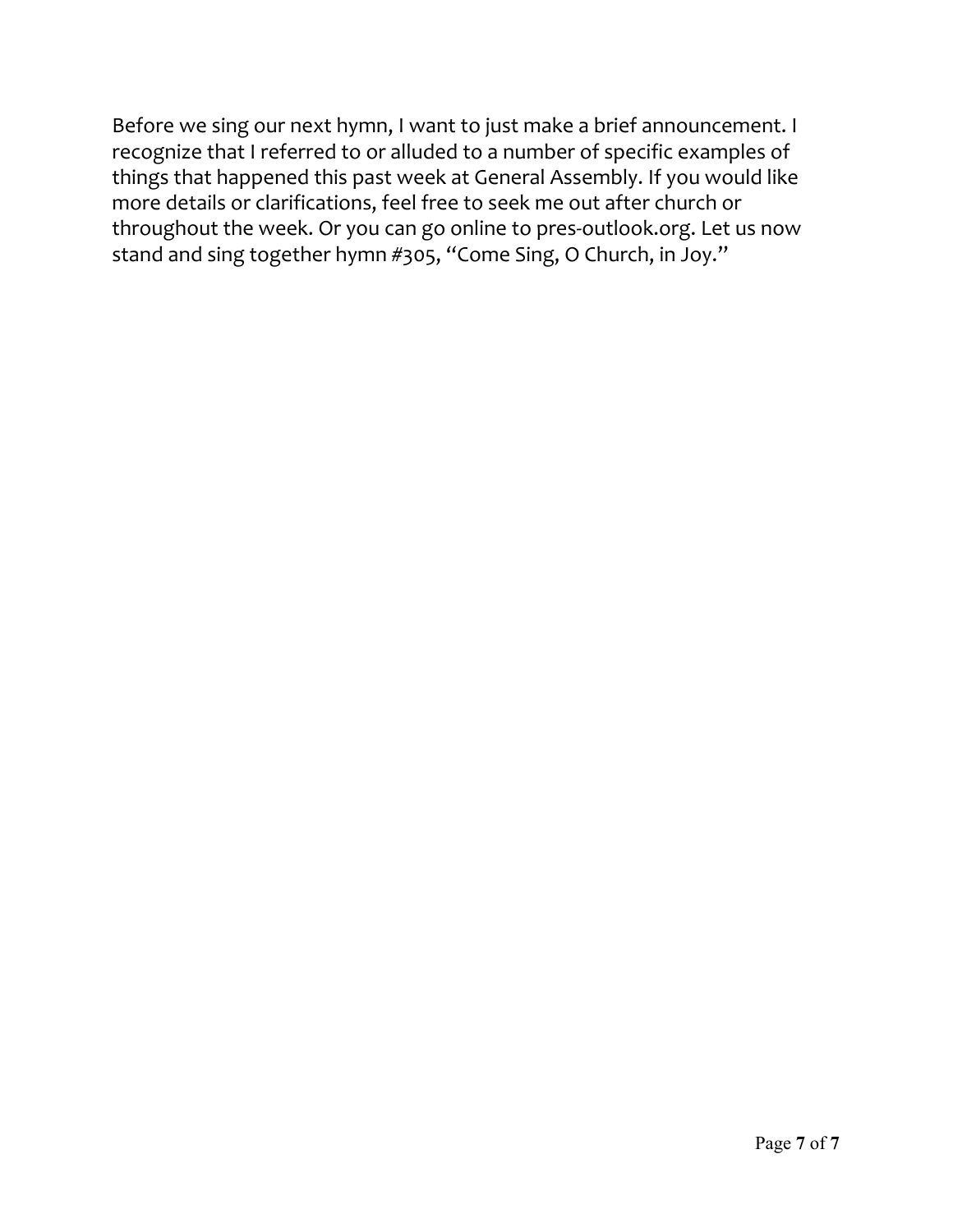Before we sing our next hymn, I want to just make a brief announcement. I recognize that I referred to or alluded to a number of specific examples of things that happened this past week at General Assembly. If you would like more details or clarifications, feel free to seek me out after church or throughout the week. Or you can go online to pres-outlook.org. Let us now stand and sing together hymn #305, "Come Sing, O Church, in Joy."